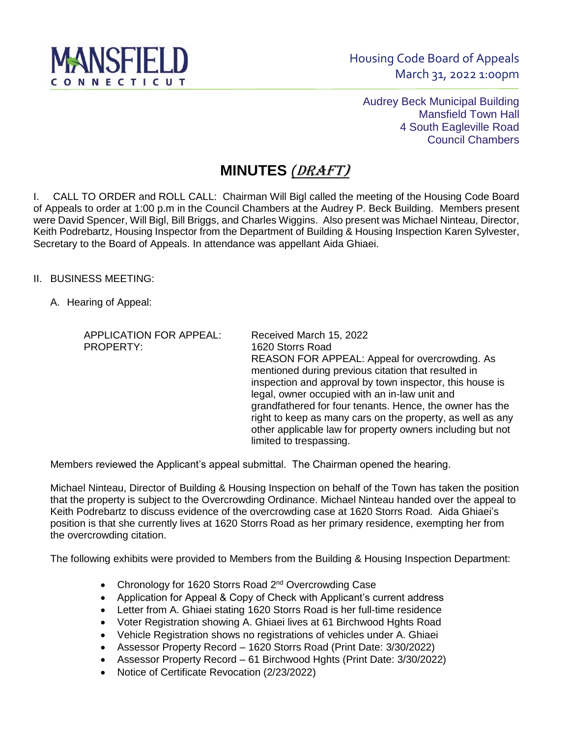MANSFIELD CONNECTICUT

Housing Code Board of Appeals
March 31, 2022 1:00pm

Audrey Beck Municipal Building
Mansfield Town Hall
4 South Eagleville Road
Council Chambers

# MINUTES *(DRAFT)*

I. CALL TO ORDER and ROLL CALL: Chairman Will Bigl called the meeting of the Housing Code Board of Appeals to order at 1:00 p.m in the Council Chambers at the Audrey P. Beck Building. Members present were David Spencer, Will Bigl, Bill Briggs, and Charles Wiggins. Also present was Michael Ninteau, Director, Keith Podrebartz, Housing Inspector from the Department of Building & Housing Inspection Karen Sylvester, Secretary to the Board of Appeals. In attendance was appellant Aida Ghiaei.

II. BUSINESS MEETING:

A. Hearing of Appeal:

| | |
|---|---|
| APPLICATION FOR APPEAL: | Received March 15, 2022 |
| PROPERTY: | 1620 Storrs Road |
| | REASON FOR APPEAL: Appeal for overcrowding. As mentioned during previous citation that resulted in inspection and approval by town inspector, this house is legal, owner occupied with an in-law unit and grandfathered for four tenants. Hence, the owner has the right to keep as many cars on the property, as well as any other applicable law for property owners including but not limited to trespassing. |

Members reviewed the Applicant's appeal submittal. The Chairman opened the hearing.

Michael Ninteau, Director of Building & Housing Inspection on behalf of the Town has taken the position that the property is subject to the Overcrowding Ordinance. Michael Ninteau handed over the appeal to Keith Podrebartz to discuss evidence of the overcrowding case at 1620 Storrs Road. Aida Ghiaei's position is that she currently lives at 1620 Storrs Road as her primary residence, exempting her from the overcrowding citation.

The following exhibits were provided to Members from the Building & Housing Inspection Department:

- Chronology for 1620 Storrs Road 2nd Overcrowding Case
- Application for Appeal & Copy of Check with Applicant's current address
- Letter from A. Ghiaei stating 1620 Storrs Road is her full-time residence
- Voter Registration showing A. Ghiaei lives at 61 Birchwood Hghts Road
- Vehicle Registration shows no registrations of vehicles under A. Ghiaei
- Assessor Property Record – 1620 Storrs Road (Print Date: 3/30/2022)
- Assessor Property Record – 61 Birchwood Hghts (Print Date: 3/30/2022)
- Notice of Certificate Revocation (2/23/2022)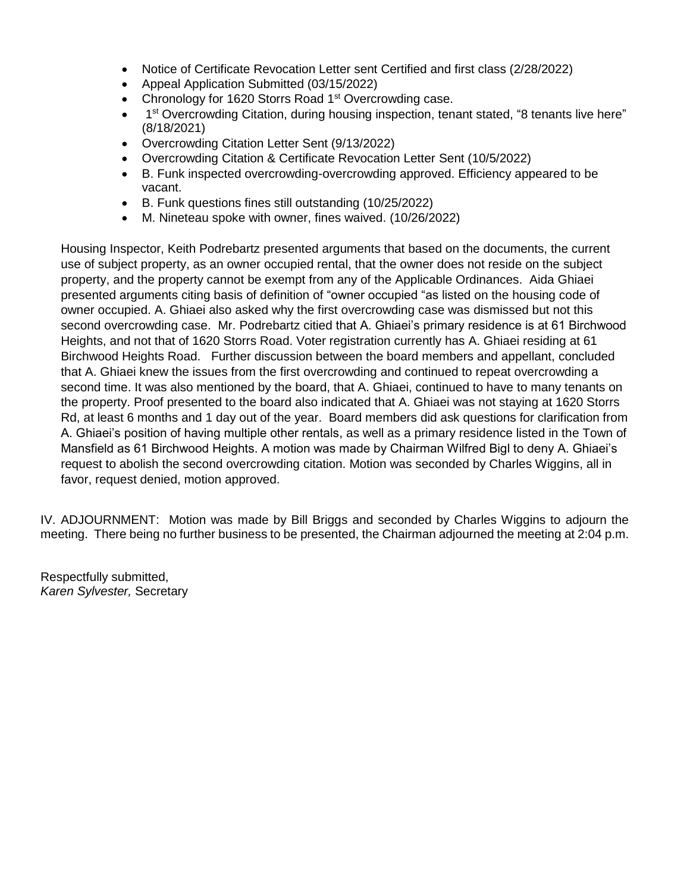- Notice of Certificate Revocation Letter sent Certified and first class (2/28/2022)
- Appeal Application Submitted (03/15/2022)
- Chronology for 1620 Storrs Road 1st Overcrowding case.
- 1st Overcrowding Citation, during housing inspection, tenant stated, "8 tenants live here" (8/18/2021)
- Overcrowding Citation Letter Sent (9/13/2022)
- Overcrowding Citation & Certificate Revocation Letter Sent (10/5/2022)
- B. Funk inspected overcrowding-overcrowding approved. Efficiency appeared to be vacant.
- B. Funk questions fines still outstanding (10/25/2022)
- M. Nineteau spoke with owner, fines waived. (10/26/2022)

Housing Inspector, Keith Podrebartz presented arguments that based on the documents, the current use of subject property, as an owner occupied rental, that the owner does not reside on the subject property, and the property cannot be exempt from any of the Applicable Ordinances. Aida Ghiaei presented arguments citing basis of definition of "owner occupied "as listed on the housing code of owner occupied. A. Ghiaei also asked why the first overcrowding case was dismissed but not this second overcrowding case. Mr. Podrebartz citied that A. Ghiaei's primary residence is at 61 Birchwood Heights, and not that of 1620 Storrs Road. Voter registration currently has A. Ghiaei residing at 61 Birchwood Heights Road. Further discussion between the board members and appellant, concluded that A. Ghiaei knew the issues from the first overcrowding and continued to repeat overcrowding a second time. It was also mentioned by the board, that A. Ghiaei, continued to have to many tenants on the property. Proof presented to the board also indicated that A. Ghiaei was not staying at 1620 Storrs Rd, at least 6 months and 1 day out of the year. Board members did ask questions for clarification from A. Ghiaei's position of having multiple other rentals, as well as a primary residence listed in the Town of Mansfield as 61 Birchwood Heights. A motion was made by Chairman Wilfred Bigl to deny A. Ghiaei's request to abolish the second overcrowding citation. Motion was seconded by Charles Wiggins, all in favor, request denied, motion approved.

IV. ADJOURNMENT: Motion was made by Bill Briggs and seconded by Charles Wiggins to adjourn the meeting. There being no further business to be presented, the Chairman adjourned the meeting at 2:04 p.m.

Respectfully submitted,
*Karen Sylvester,* Secretary